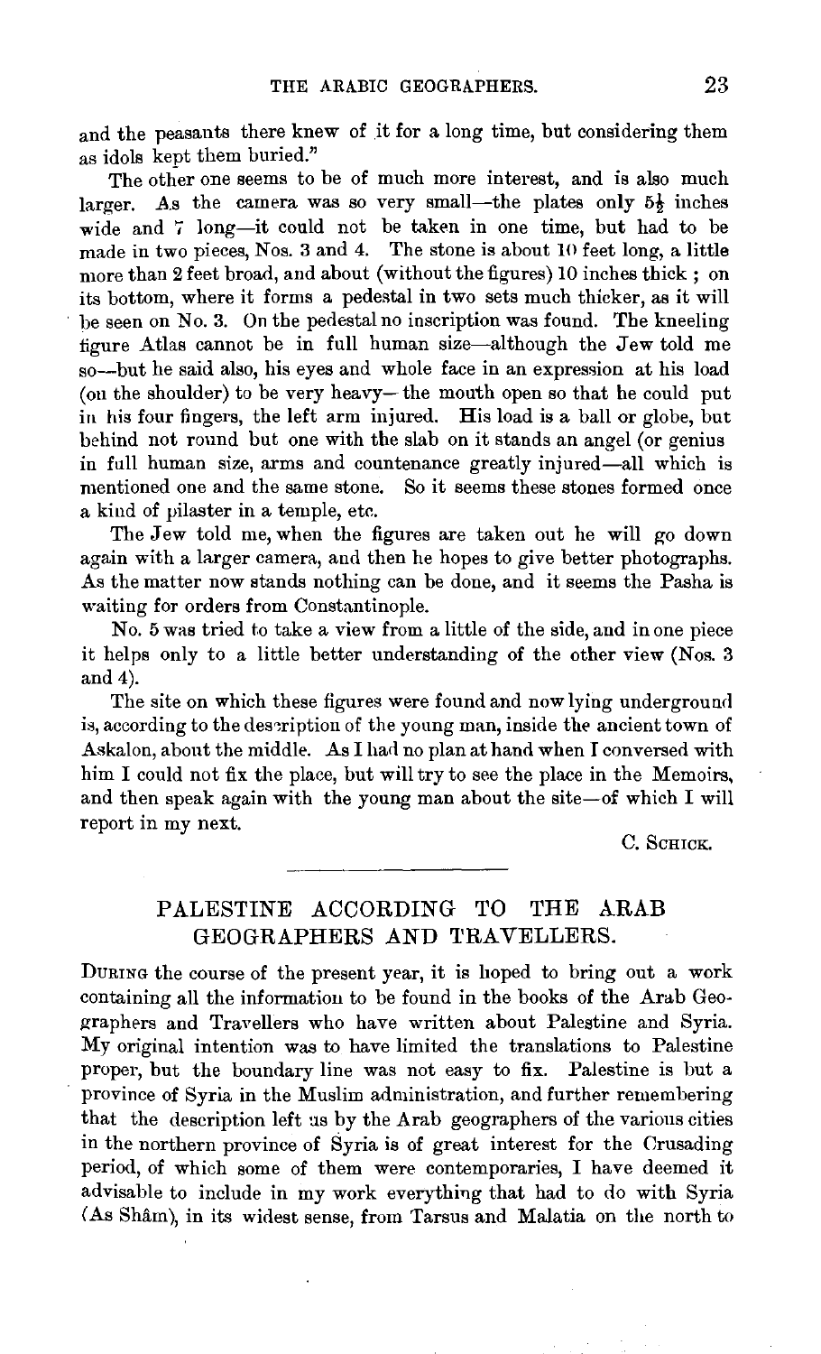and the peasants there knew of it for a long time, but considering them as idols kept them buried."

The other one seems to be of much more interest, and is also much larger. As the camera was so very small—the plates only 5½ inches wide and 7 long—it could not be taken in one time, but had to be made in two pieces, Nos. 3 and 4. The stone is about 10 feet long, a little more than 2 feet broad, and about (without the figures) 10 inches thick; on its bottom, where it forms a pedestal in two sets much thicker, as it will be seen on No. 3. On the pedestal no inscription was found. The kneeling figure Atlas cannot be in full human size—although the Jew told me so—but he said also, his eyes and whole face in an expression at his load (on the shoulder) to be very heavy—the mouth open so that he could put in his four fingers, the left arm injured. His load is a ball or globe, but behind not round but one with the slab on it stands an angel (or genius in full human size, arms and countenance greatly injured—all which is mentioned one and the same stone. So it seems these stones formed once a kind of pilaster in a temple, etc.

The Jew told me, when the figures are taken out he will go down again with a larger camera, and then he hopes to give better photographs. As the matter now stands nothing can be done, and it seems the Pasha is waiting for orders from Constantinople.

No. 5 was tried to take a view from a little of the side, and in one piece it helps only to a little better understanding of the other view (Nos. 3 and 4).

The site on which these figures were found and now lying underground is, according to the description of the young man, inside the ancient town of Askalon, about the middle. As I had no plan at hand when I conversed with him I could not fix the place, but will try to see the place in the Memoirs, and then speak again with the young man about the site—of which I will report in my next.

C. Schick.

## PALESTINE ACCORDING TO THE ARAB GEOGRAPHERS AND TRAVELLERS.

During the course of the present year, it is hoped to bring out a work containing all the information to be found in the books of the Arab Geographers and Travellers who have written about Palestine and Syria. My original intention was to have limited the translations to Palestine proper, but the boundary line was not easy to fix. Palestine is but a province of Syria in the Muslim administration, and further remembering that the description left us by the Arab geographers of the various cities in the northern province of Syria is of great interest for the Crusading period, of which some of them were contemporaries, I have deemed it advisable to include in my work everything that had to do with Syria (As Shâm), in its widest sense, from Tarsus and Malatia on the north to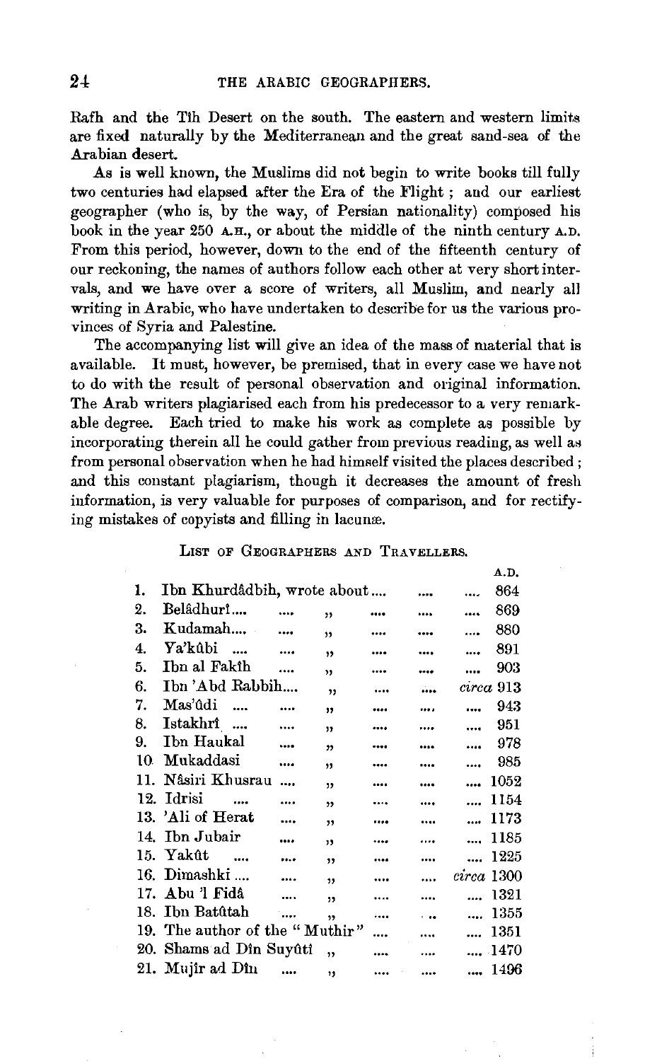Rafh and the Tîh Desert on the south. The eastern and western limits are fixed naturally by the Mediterranean and the great sand-sea of the Arabian desert.

As is well known, the Muslims did not begin to write books till fully two centuries had elapsed after the Era of the Flight; and our earliest geographer (who is, by the way, of Persian nationality) composed his book in the year 250 A.H., or about the middle of the ninth century A.D. From this period, however, down to the end of the fifteenth century of our reckoning, the names of authors follow each other at very short intervals, and we have over a score of writers, all Muslim, and nearly all writing in Arabic, who have undertaken to describe for us the various provinces of Syria and Palestine.

The accompanying list will give an idea of the mass of material that is available. It must, however, be premised, that in every case we have not to do with the result of personal observation and original information. The Arab writers plagiarised each from his predecessor to a very remarkable degree. Each tried to make his work as complete as possible by incorporating therein all he could gather from previous reading, as well as from personal observation when he had himself visited the places described; and this constant plagiarism, though it decreases the amount of fresh information, is very valuable for purposes of comparison, and for rectifying mistakes of copyists and filling in lacunæ.

List of Geographers and Travellers.

| | | | A.D. |
|---|---|---|---|
| 1. | Ibn Khurdâdbih, | wrote about | 864 |
| 2. | Belâdhurî | " | 869 |
| 3. | Kudamah | " | 880 |
| 4. | Ya'kûbi | " | 891 |
| 5. | Ibn al Fakîh | " | 903 |
| 6. | Ibn 'Abd Rabbih | " | *circa* 913 |
| 7. | Mas'ûdi | " | 943 |
| 8. | Istakhrî | " | 951 |
| 9. | Ibn Haukal | " | 978 |
| 10. | Mukaddasi | " | 985 |
| 11. | Nâsiri Khusrau | " | 1052 |
| 12. | Idrisi | " | 1154 |
| 13. | 'Ali of Herat | " | 1173 |
| 14. | Ibn Jubair | " | 1185 |
| 15. | Yakût | " | 1225 |
| 16. | Dimashkî | " | *circa* 1300 |
| 17. | Abu 'l Fidâ | " | 1321 |
| 18. | Ibn Batûtah | " | 1355 |
| 19. | The author of the "Muthir" | | 1351 |
| 20. | Shams ad Dîn Suyûtî | " | 1470 |
| 21. | Mujîr ad Dîn | " | 1496 |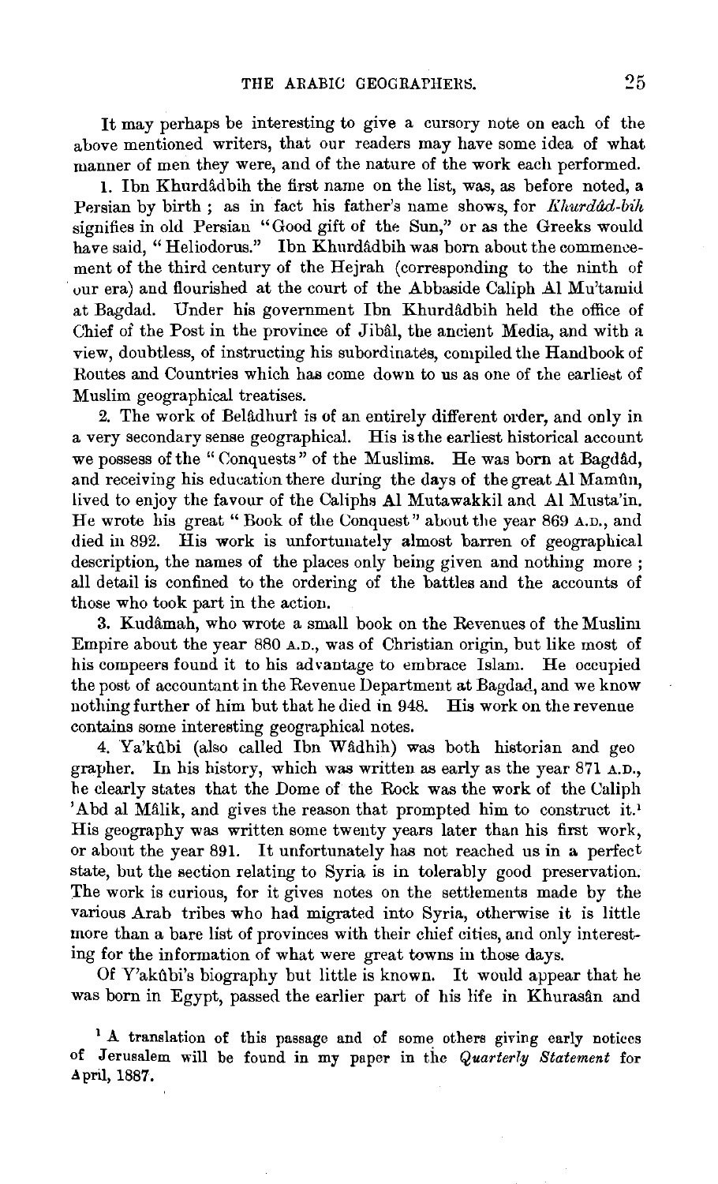It may perhaps be interesting to give a cursory note on each of the above mentioned writers, that our readers may have some idea of what manner of men they were, and of the nature of the work each performed.

1. Ibn Khurdâdbih the first name on the list, was, as before noted, a Persian by birth ; as in fact his father's name shows, for *Khurdâd-bih* signifies in old Persian "Good gift of the Sun," or as the Greeks would have said, "Heliodorus." Ibn Khurdâdbih was born about the commencement of the third century of the Hejrah (corresponding to the ninth of our era) and flourished at the court of the Abbaside Caliph Al Mu'tamid at Bagdad. Under his government Ibn Khurdâdbih held the office of Chief of the Post in the province of Jibâl, the ancient Media, and with a view, doubtless, of instructing his subordinates, compiled the Handbook of Routes and Countries which has come down to us as one of the earliest of Muslim geographical treatises.

2. The work of Belâdhurî is of an entirely different order, and only in a very secondary sense geographical. His is the earliest historical account we possess of the "Conquests" of the Muslims. He was born at Bagdâd, and receiving his education there during the days of the great Al Mamûn, lived to enjoy the favour of the Caliphs Al Mutawakkil and Al Musta'in. He wrote his great "Book of the Conquest" about the year 869 A.D., and died in 892. His work is unfortunately almost barren of geographical description, the names of the places only being given and nothing more ; all detail is confined to the ordering of the battles and the accounts of those who took part in the action.

3. Kudâmah, who wrote a small book on the Revenues of the Muslim Empire about the year 880 A.D., was of Christian origin, but like most of his compeers found it to his advantage to embrace Islam. He occupied the post of accountant in the Revenue Department at Bagdad, and we know nothing further of him but that he died in 948. His work on the revenue contains some interesting geographical notes.

4. Ya'kûbi (also called Ibn Wâdhih) was both historian and geographer. In his history, which was written as early as the year 871 A.D., he clearly states that the Dome of the Rock was the work of the Caliph 'Abd al Mâlik, and gives the reason that prompted him to construct it.[1] His geography was written some twenty years later than his first work, or about the year 891. It unfortunately has not reached us in a perfect state, but the section relating to Syria is in tolerably good preservation. The work is curious, for it gives notes on the settlements made by the various Arab tribes who had migrated into Syria, otherwise it is little more than a bare list of provinces with their chief cities, and only interesting for the information of what were great towns in those days.

Of Y'akûbi's biography but little is known. It would appear that he was born in Egypt, passed the earlier part of his life in Khurasân and

[1] A translation of this passage and of some others giving early notices of Jerusalem will be found in my paper in the *Quarterly Statement* for April, 1887.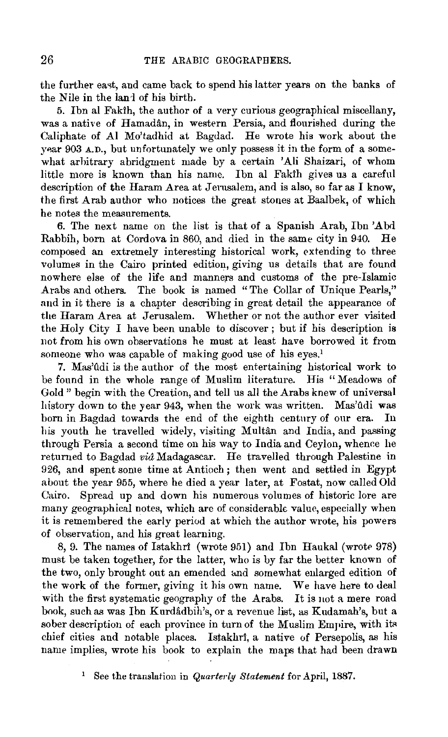the further east, and came back to spend his latter years on the banks of the Nile in the land of his birth.

5. Ibn al Fakîh, the author of a very curious geographical miscellany, was a native of Hamadân, in western Persia, and flourished during the Caliphate of Al Mo'tadhid at Bagdad. He wrote his work about the year 903 A.D., but unfortunately we only possess it in the form of a somewhat arbitrary abridgment made by a certain 'Ali Shaizari, of whom little more is known than his name. Ibn al Fakîh gives us a careful description of the Haram Area at Jerusalem, and is also, so far as I know, the first Arab author who notices the great stones at Baalbek, of which he notes the measurements.

6. The next name on the list is that of a Spanish Arab, Ibn 'Abd Rabbih, born at Cordova in 860, and died in the same city in 940. He composed an extremely interesting historical work, extending to three volumes in the Cairo printed edition, giving us details that are found nowhere else of the life and manners and customs of the pre-Islamic Arabs and others. The book is named "The Collar of Unique Pearls," and in it there is a chapter describing in great detail the appearance of the Haram Area at Jerusalem. Whether or not the author ever visited the Holy City I have been unable to discover; but if his description is not from his own observations he must at least have borrowed it from someone who was capable of making good use of his eyes.[1]

7. Mas'ûdi is the author of the most entertaining historical work to be found in the whole range of Muslim literature. His "Meadows of Gold" begin with the Creation, and tell us all the Arabs knew of universal history down to the year 943, when the work was written. Mas'ûdi was born in Bagdad towards the end of the eighth century of our era. In his youth he travelled widely, visiting Multân and India, and passing through Persia a second time on his way to India and Ceylon, whence he returned to Bagdad *viâ* Madagascar. He travelled through Palestine in 926, and spent some time at Antioch; then went and settled in Egypt about the year 955, where he died a year later, at Fostat, now called Old Cairo. Spread up and down his numerous volumes of historic lore are many geographical notes, which are of considerable value, especially when it is remembered the early period at which the author wrote, his powers of observation, and his great learning.

8, 9. The names of Istakhrî (wrote 951) and Ibn Haukal (wrote 978) must be taken together, for the latter, who is by far the better known of the two, only brought out an emended and somewhat enlarged edition of the work of the former, giving it his own name. We have here to deal with the first systematic geography of the Arabs. It is not a mere road book, such as was Ibn Kurdâdbih's, or a revenue list, as Kudamah's, but a sober description of each province in turn of the Muslim Empire, with its chief cities and notable places. Istakhrî, a native of Persepolis, as his name implies, wrote his book to explain the maps that had been drawn

[1] See the translation in *Quarterly Statement* for April, 1887.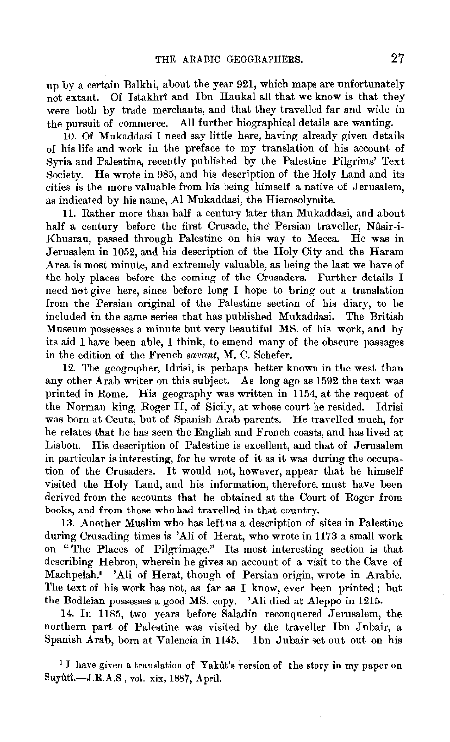up by a certain Balkhi, about the year 921, which maps are unfortunately not extant. Of Istakhrî and Ibn Haukal all that we know is that they were both by trade merchants, and that they travelled far and wide in the pursuit of commerce. All further biographical details are wanting.

10. Of Mukaddasi I need say little here, having already given details of his life and work in the preface to my translation of his account of Syria and Palestine, recently published by the Palestine Pilgrims' Text Society. He wrote in 985, and his description of the Holy Land and its cities is the more valuable from his being himself a native of Jerusalem, as indicated by his name, Al Mukaddasi, the Hierosolymite.

11. Rather more than half a century later than Mukaddasi, and about half a century before the first Crusade, the Persian traveller, Nâsir-i-Khusrau, passed through Palestine on his way to Mecca. He was in Jerusalem in 1052, and his description of the Holy City and the Haram Area is most minute, and extremely valuable, as being the last we have of the holy places before the coming of the Crusaders. Further details I need not give here, since before long I hope to bring out a translation from the Persian original of the Palestine section of his diary, to be included in the same series that has published Mukaddasi. The British Museum possesses a minute but very beautiful MS. of his work, and by its aid I have been able, I think, to emend many of the obscure passages in the edition of the French *savant*, M. C. Schefer.

12. The geographer, Idrisi, is perhaps better known in the west than any other Arab writer on this subject. As long ago as 1592 the text was printed in Rome. His geography was written in 1154, at the request of the Norman king, Roger II, of Sicily, at whose court he resided. Idrisi was born at Ceuta, but of Spanish Arab parents. He travelled much, for he relates that he has seen the English and French coasts, and has lived at Lisbon. His description of Palestine is excellent, and that of Jerusalem in particular is interesting, for he wrote of it as it was during the occupation of the Crusaders. It would not, however, appear that he himself visited the Holy Land, and his information, therefore, must have been derived from the accounts that he obtained at the Court of Roger from books, and from those who had travelled in that country.

13. Another Muslim who has left us a description of sites in Palestine during Crusading times is 'Ali of Herat, who wrote in 1173 a small work on "The Places of Pilgrimage." Its most interesting section is that describing Hebron, wherein he gives an account of a visit to the Cave of Machpelah.[1] 'Ali of Herat, though of Persian origin, wrote in Arabic. The text of his work has not, as far as I know, ever been printed; but the Bodleian possesses a good MS. copy. 'Ali died at Aleppo in 1215.

14. In 1185, two years before Saladin reconquered Jerusalem, the northern part of Palestine was visited by the traveller Ibn Jubair, a Spanish Arab, born at Valencia in 1145. Ibn Jubair set out out on his

[1] I have given a translation of Yakût's version of the story in my paper on Suyûtî.—J.R.A.S., vol. xix, 1887, April.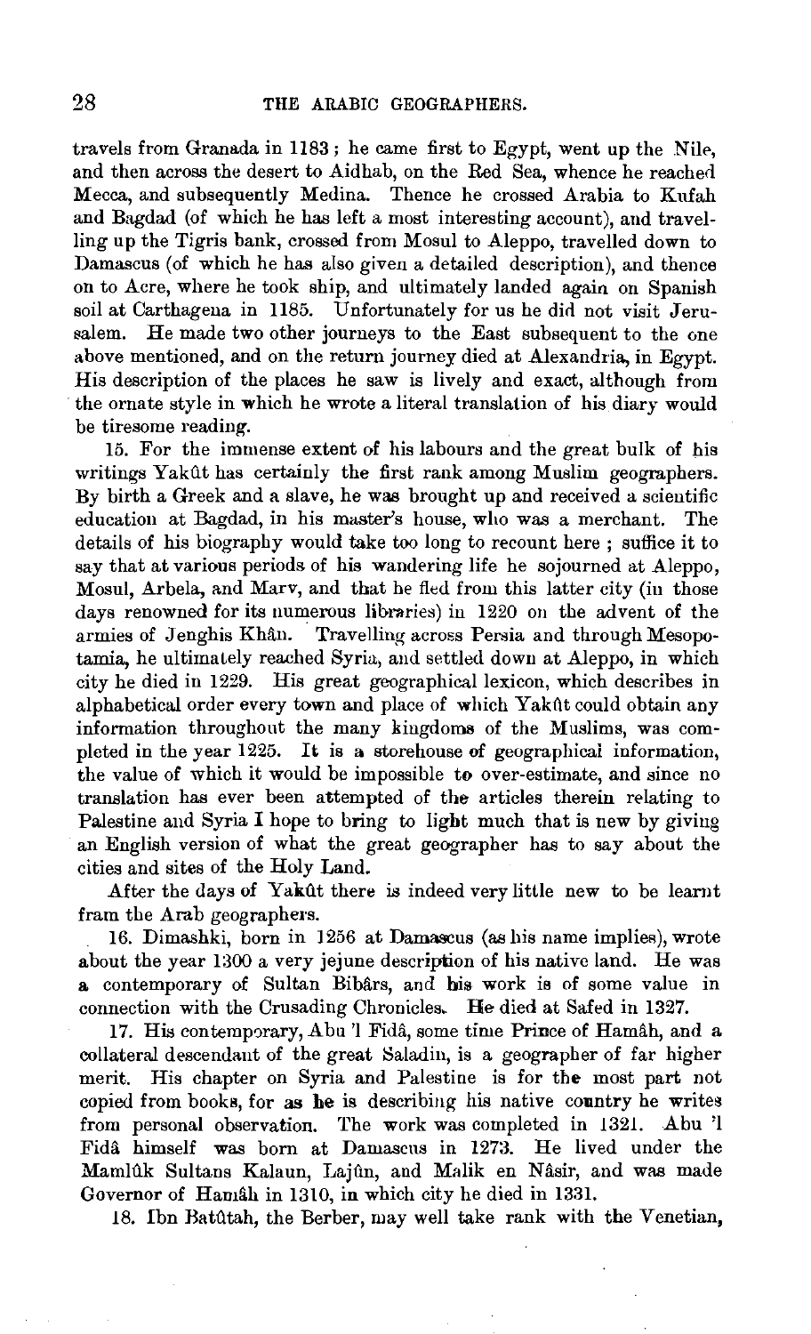travels from Granada in 1183; he came first to Egypt, went up the Nile, and then across the desert to Aidhab, on the Red Sea, whence he reached Mecca, and subsequently Medina. Thence he crossed Arabia to Kufah and Bagdad (of which he has left a most interesting account), and travelling up the Tigris bank, crossed from Mosul to Aleppo, travelled down to Damascus (of which he has also given a detailed description), and thence on to Acre, where he took ship, and ultimately landed again on Spanish soil at Carthagena in 1185. Unfortunately for us he did not visit Jerusalem. He made two other journeys to the East subsequent to the one above mentioned, and on the return journey died at Alexandria, in Egypt. His description of the places he saw is lively and exact, although from the ornate style in which he wrote a literal translation of his diary would be tiresome reading.

15. For the immense extent of his labours and the great bulk of his writings Yakût has certainly the first rank among Muslim geographers. By birth a Greek and a slave, he was brought up and received a scientific education at Bagdad, in his master's house, who was a merchant. The details of his biography would take too long to recount here; suffice it to say that at various periods of his wandering life he sojourned at Aleppo, Mosul, Arbela, and Marv, and that he fled from this latter city (in those days renowned for its numerous libraries) in 1220 on the advent of the armies of Jenghis Khân. Travelling across Persia and through Mesopotamia, he ultimately reached Syria, and settled down at Aleppo, in which city he died in 1229. His great geographical lexicon, which describes in alphabetical order every town and place of which Yakût could obtain any information throughout the many kingdoms of the Muslims, was completed in the year 1225. It is a storehouse of geographical information, the value of which it would be impossible to over-estimate, and since no translation has ever been attempted of the articles therein relating to Palestine and Syria I hope to bring to light much that is new by giving an English version of what the great geographer has to say about the cities and sites of the Holy Land.

After the days of Yakût there is indeed very little new to be learnt fram the Arab geographers.

16. Dimashki, born in 1256 at Damascus (as his name implies), wrote about the year 1300 a very jejune description of his native land. He was a contemporary of Sultan Bibârs, and his work is of some value in connection with the Crusading Chronicles. He died at Safed in 1327.

17. His contemporary, Abu 'l Fidâ, some time Prince of Hamâh, and a collateral descendant of the great Saladin, is a geographer of far higher merit. His chapter on Syria and Palestine is for the most part not copied from books, for as he is describing his native country he writes from personal observation. The work was completed in 1321. Abu 'l Fidâ himself was born at Damascus in 1273. He lived under the Mamlûk Sultans Kalaun, Lajûn, and Malik en Nâsir, and was made Governor of Hamâh in 1310, in which city he died in 1331.

18. Ibn Batûtah, the Berber, may well take rank with the Venetian,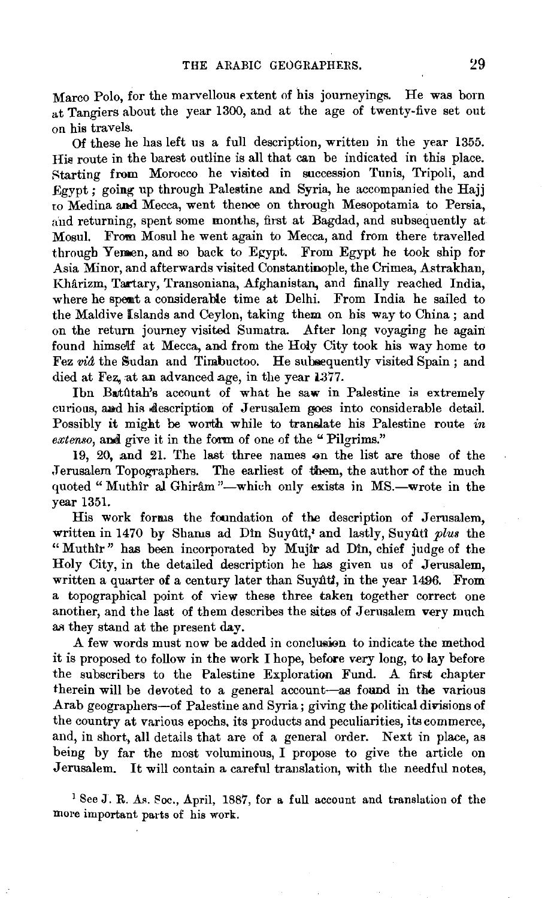Marco Polo, for the marvellous extent of his journeyings. He was born at Tangiers about the year 1300, and at the age of twenty-five set out on his travels.

Of these he has left us a full description, written in the year 1355. His route in the barest outline is all that can be indicated in this place. Starting from Morocco he visited in succession Tunis, Tripoli, and Egypt; going up through Palestine and Syria, he accompanied the Hajj to Medina and Mecca, went thence on through Mesopotamia to Persia, and returning, spent some months, first at Bagdad, and subsequently at Mosul. From Mosul he went again to Mecca, and from there travelled through Yemen, and so back to Egypt. From Egypt he took ship for Asia Minor, and afterwards visited Constantinople, the Crimea, Astrakhan, Khârizm, Tartary, Transoniana, Afghanistan, and finally reached India, where he spent a considerable time at Delhi. From India he sailed to the Maldive Islands and Ceylon, taking them on his way to China; and on the return journey visited Sumatra. After long voyaging he again found himself at Mecca, and from the Holy City took his way home to Fez *viâ* the Sudan and Timbuctoo. He subsequently visited Spain; and died at Fez, at an advanced age, in the year 1377.

Ibn Batûtah's account of what he saw in Palestine is extremely curious, and his description of Jerusalem goes into considerable detail. Possibly it might be worth while to translate his Palestine route *in extenso*, and give it in the form of one of the "Pilgrims."

19, 20, and 21. The last three names on the list are those of the Jerusalem Topographers. The earliest of them, the author of the much quoted "Muthîr al Ghirâm"—which only exists in MS.—wrote in the year 1351.

His work forms the foundation of the description of Jerusalem, written in 1470 by Shams ad Dîn Suyûtî,[1] and lastly, Suyûtî *plus* the "Muthîr" has been incorporated by Mujîr ad Dîn, chief judge of the Holy City, in the detailed description he has given us of Jerusalem, written a quarter of a century later than Suyûtî, in the year 1496. From a topographical point of view these three taken together correct one another, and the last of them describes the sites of Jerusalem very much as they stand at the present day.

A few words must now be added in conclusion to indicate the method it is proposed to follow in the work I hope, before very long, to lay before the subscribers to the Palestine Exploration Fund. A first chapter therein will be devoted to a general account—as found in the various Arab geographers—of Palestine and Syria; giving the political divisions of the country at various epochs, its products and peculiarities, its commerce, and, in short, all details that are of a general order. Next in place, as being by far the most voluminous, I propose to give the article on Jerusalem. It will contain a careful translation, with the needful notes,

[1] See J. R. As. Soc., April, 1887, for a full account and translation of the more important parts of his work.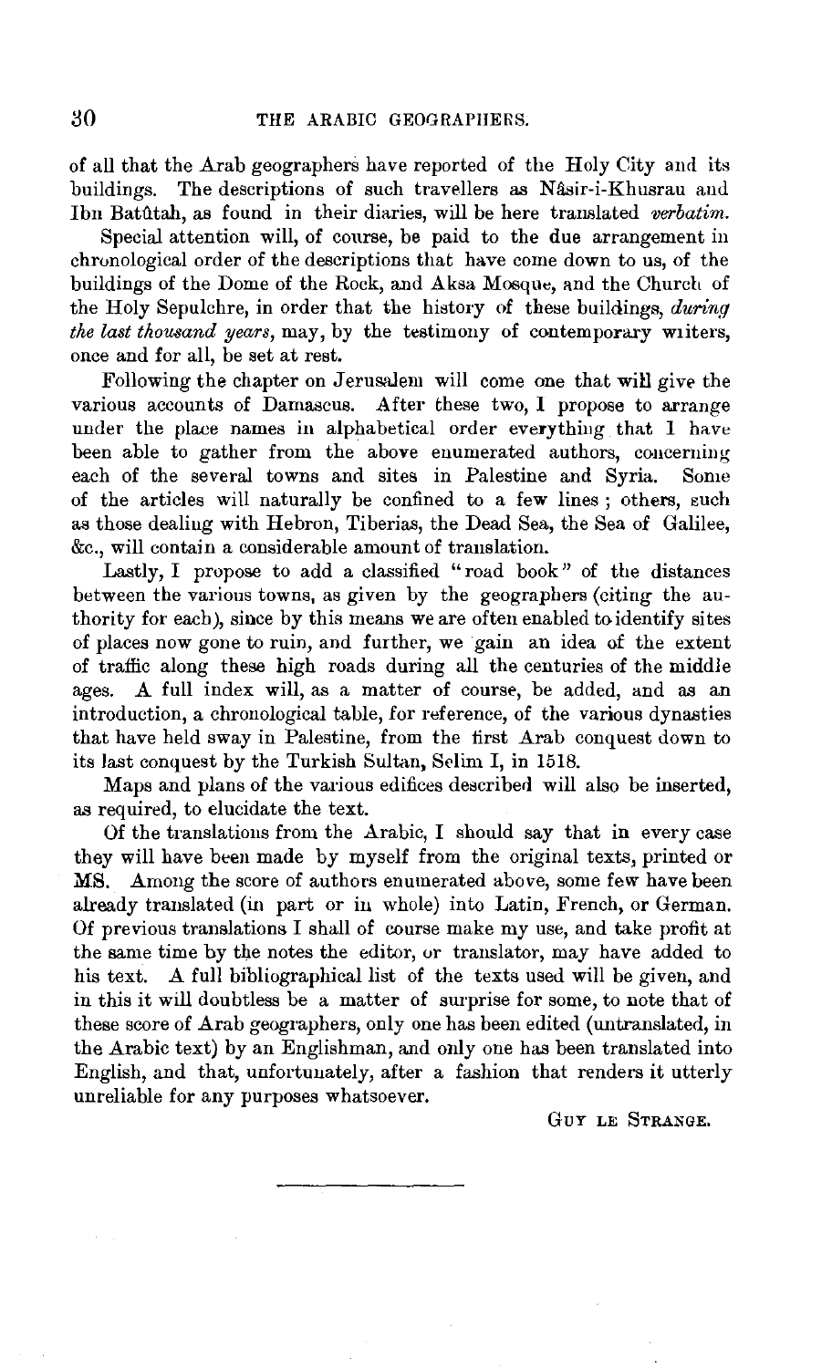of all that the Arab geographers have reported of the Holy City and its buildings. The descriptions of such travellers as Nâsir-i-Khusrau and Ibn Batûtah, as found in their diaries, will be here translated *verbatim*.

Special attention will, of course, be paid to the due arrangement in chronological order of the descriptions that have come down to us, of the buildings of the Dome of the Rock, and Aksa Mosque, and the Church of the Holy Sepulchre, in order that the history of these buildings, *during the last thousand years*, may, by the testimony of contemporary writers, once and for all, be set at rest.

Following the chapter on Jerusalem will come one that will give the various accounts of Damascus. After these two, I propose to arrange under the place names in alphabetical order everything that I have been able to gather from the above enumerated authors, concerning each of the several towns and sites in Palestine and Syria. Some of the articles will naturally be confined to a few lines; others, such as those dealing with Hebron, Tiberias, the Dead Sea, the Sea of Galilee, &c., will contain a considerable amount of translation.

Lastly, I propose to add a classified "road book" of the distances between the various towns, as given by the geographers (citing the authority for each), since by this means we are often enabled to identify sites of places now gone to ruin, and further, we gain an idea of the extent of traffic along these high roads during all the centuries of the middle ages. A full index will, as a matter of course, be added, and as an introduction, a chronological table, for reference, of the various dynasties that have held sway in Palestine, from the first Arab conquest down to its last conquest by the Turkish Sultan, Selim I, in 1518.

Maps and plans of the various edifices described will also be inserted, as required, to elucidate the text.

Of the translations from the Arabic, I should say that in every case they will have been made by myself from the original texts, printed or MS. Among the score of authors enumerated above, some few have been already translated (in part or in whole) into Latin, French, or German. Of previous translations I shall of course make my use, and take profit at the same time by the notes the editor, or translator, may have added to his text. A full bibliographical list of the texts used will be given, and in this it will doubtless be a matter of surprise for some, to note that of these score of Arab geographers, only one has been edited (untranslated, in the Arabic text) by an Englishman, and only one has been translated into English, and that, unfortunately, after a fashion that renders it utterly unreliable for any purposes whatsoever.

GUY LE STRANGE.